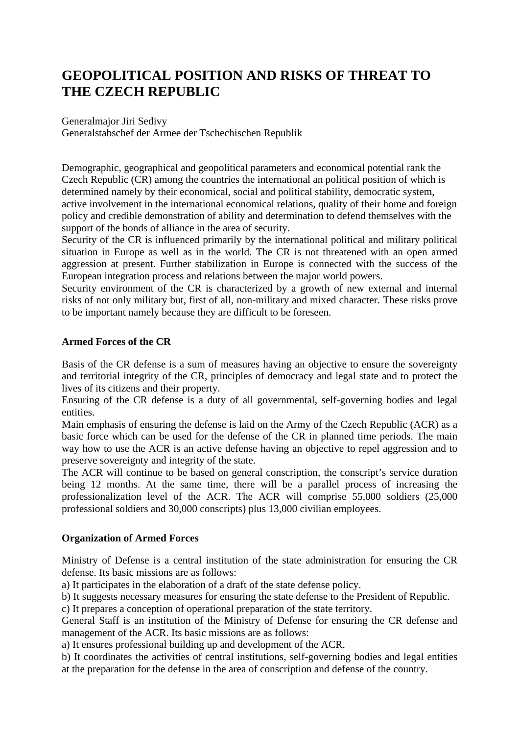# GEOPOLITICAL POSITION AND RISKS OF THREAT TO THE CZECH REPUBLIC

Generalmajor Jiri Sedivy
Generalstabschef der Armee der Tschechischen Republik

Demographic, geographical and geopolitical parameters and economical potential rank the Czech Republic (CR) among the countries the international an political position of which is determined namely by their economical, social and political stability, democratic system, active involvement in the international economical relations, quality of their home and foreign policy and credible demonstration of ability and determination to defend themselves with the support of the bonds of alliance in the area of security.
Security of the CR is influenced primarily by the international political and military political situation in Europe as well as in the world. The CR is not threatened with an open armed aggression at present. Further stabilization in Europe is connected with the success of the European integration process and relations between the major world powers.
Security environment of the CR is characterized by a growth of new external and internal risks of not only military but, first of all, non-military and mixed character. These risks prove to be important namely because they are difficult to be foreseen.

## Armed Forces of the CR

Basis of the CR defense is a sum of measures having an objective to ensure the sovereignty and territorial integrity of the CR, principles of democracy and legal state and to protect the lives of its citizens and their property.
Ensuring of the CR defense is a duty of all governmental, self-governing bodies and legal entities.
Main emphasis of ensuring the defense is laid on the Army of the Czech Republic (ACR) as a basic force which can be used for the defense of the CR in planned time periods. The main way how to use the ACR is an active defense having an objective to repel aggression and to preserve sovereignty and integrity of the state.
The ACR will continue to be based on general conscription, the conscript's service duration being 12 months. At the same time, there will be a parallel process of increasing the professionalization level of the ACR. The ACR will comprise 55,000 soldiers (25,000 professional soldiers and 30,000 conscripts) plus 13,000 civilian employees.

## Organization of Armed Forces

Ministry of Defense is a central institution of the state administration for ensuring the CR defense. Its basic missions are as follows:
a) It participates in the elaboration of a draft of the state defense policy.
b) It suggests necessary measures for ensuring the state defense to the President of Republic.
c) It prepares a conception of operational preparation of the state territory.
General Staff is an institution of the Ministry of Defense for ensuring the CR defense and management of the ACR. Its basic missions are as follows:
a) It ensures professional building up and development of the ACR.
b) It coordinates the activities of central institutions, self-governing bodies and legal entities at the preparation for the defense in the area of conscription and defense of the country.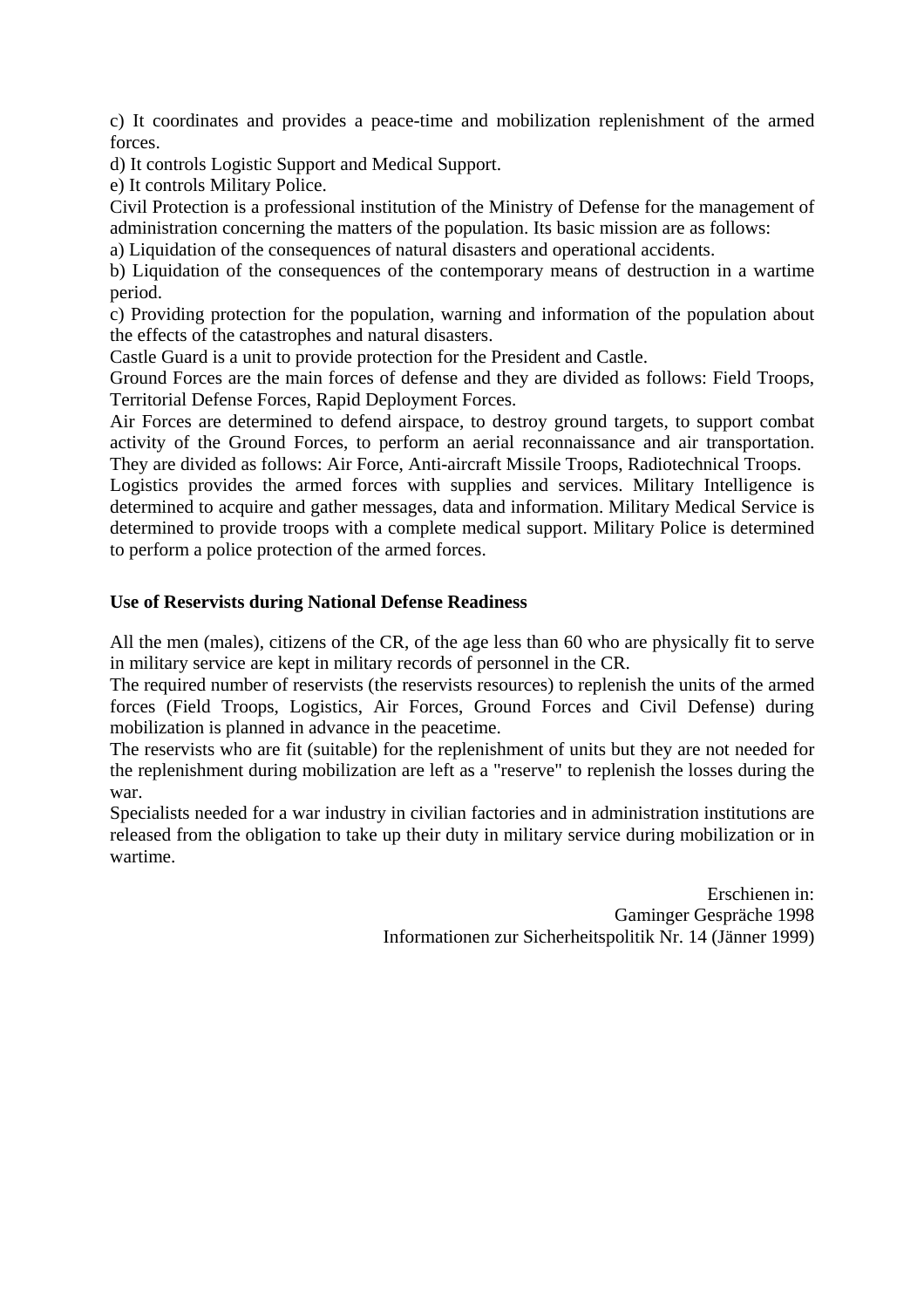c) It coordinates and provides a peace-time and mobilization replenishment of the armed forces.
d) It controls Logistic Support and Medical Support.
e) It controls Military Police.
Civil Protection is a professional institution of the Ministry of Defense for the management of administration concerning the matters of the population. Its basic mission are as follows:
a) Liquidation of the consequences of natural disasters and operational accidents.
b) Liquidation of the consequences of the contemporary means of destruction in a wartime period.
c) Providing protection for the population, warning and information of the population about the effects of the catastrophes and natural disasters.
Castle Guard is a unit to provide protection for the President and Castle.
Ground Forces are the main forces of defense and they are divided as follows: Field Troops, Territorial Defense Forces, Rapid Deployment Forces.
Air Forces are determined to defend airspace, to destroy ground targets, to support combat activity of the Ground Forces, to perform an aerial reconnaissance and air transportation. They are divided as follows: Air Force, Anti-aircraft Missile Troops, Radiotechnical Troops.
Logistics provides the armed forces with supplies and services. Military Intelligence is determined to acquire and gather messages, data and information. Military Medical Service is determined to provide troops with a complete medical support. Military Police is determined to perform a police protection of the armed forces.

**Use of Reservists during National Defense Readiness**

All the men (males), citizens of the CR, of the age less than 60 who are physically fit to serve in military service are kept in military records of personnel in the CR.
The required number of reservists (the reservists resources) to replenish the units of the armed forces (Field Troops, Logistics, Air Forces, Ground Forces and Civil Defense) during mobilization is planned in advance in the peacetime.
The reservists who are fit (suitable) for the replenishment of units but they are not needed for the replenishment during mobilization are left as a "reserve" to replenish the losses during the war.
Specialists needed for a war industry in civilian factories and in administration institutions are released from the obligation to take up their duty in military service during mobilization or in wartime.

Erschienen in:
Gaminger Gespräche 1998
Informationen zur Sicherheitspolitik Nr. 14 (Jänner 1999)